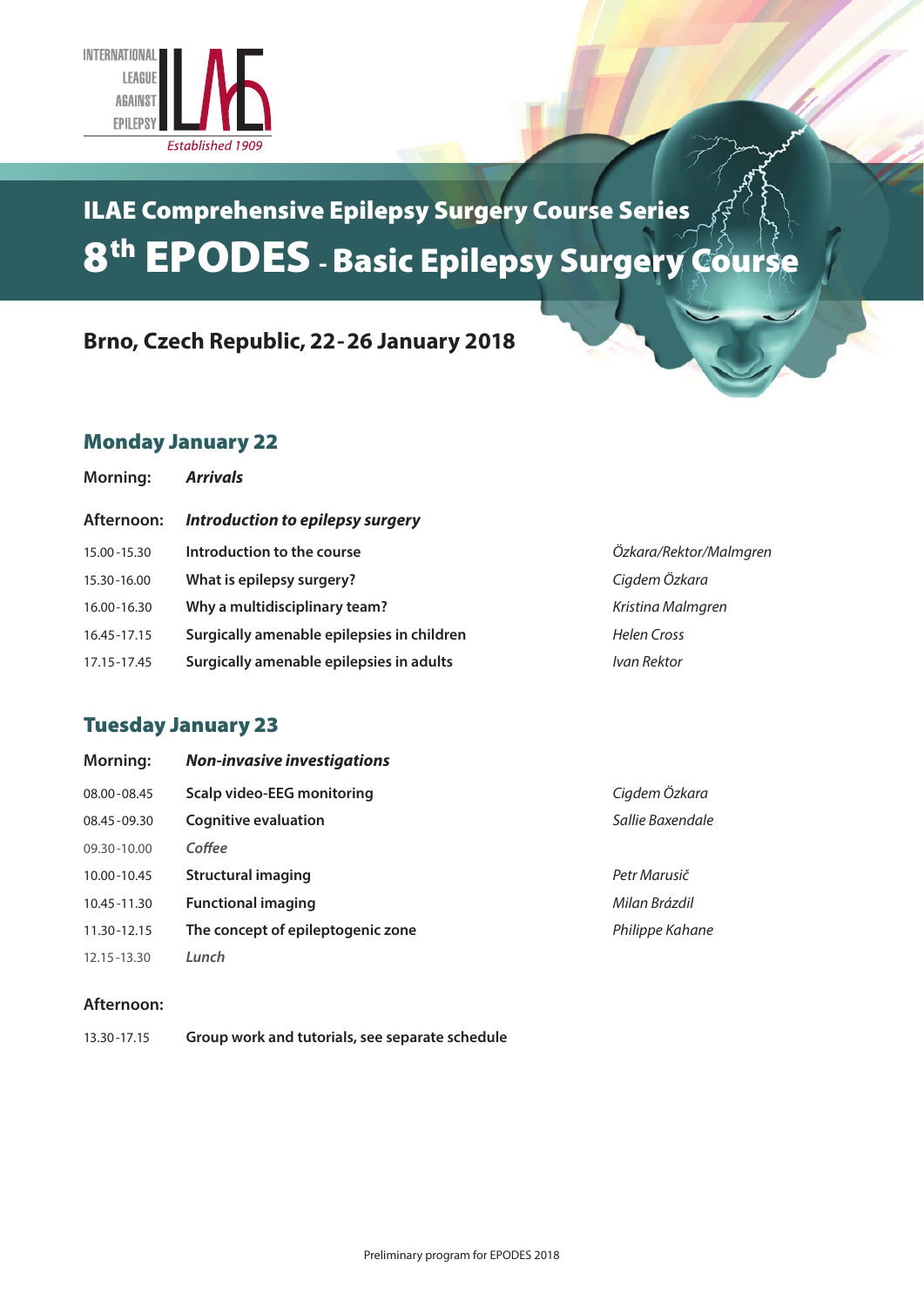INTERNATIONAL LEAGUE AGAINST EPILEPSY
*Established 1909*

# ILAE Comprehensive Epilepsy Surgery Course Series

# 8th EPODES - Basic Epilepsy Surgery Course

**Brno, Czech Republic, 22-26 January 2018**

## Monday January 22

| | | |
|---|---|---|
| **Morning:** | ***Arrivals*** | |
| **Afternoon:** | ***Introduction to epilepsy surgery*** | |
| 15.00-15.30 | **Introduction to the course** | *Özkara/Rektor/Malmgren* |
| 15.30-16.00 | **What is epilepsy surgery?** | *Cigdem Özkara* |
| 16.00-16.30 | **Why a multidisciplinary team?** | *Kristina Malmgren* |
| 16.45-17.15 | **Surgically amenable epilepsies in children** | *Helen Cross* |
| 17.15-17.45 | **Surgically amenable epilepsies in adults** | *Ivan Rektor* |

## Tuesday January 23

| | | |
|---|---|---|
| **Morning:** | ***Non-invasive investigations*** | |
| 08.00-08.45 | **Scalp video-EEG monitoring** | *Cigdem Özkara* |
| 08.45-09.30 | **Cognitive evaluation** | *Sallie Baxendale* |
| 09.30-10.00 | *Coffee* | |
| 10.00-10.45 | **Structural imaging** | *Petr Marusič* |
| 10.45-11.30 | **Functional imaging** | *Milan Brázdil* |
| 11.30-12.15 | **The concept of epileptogenic zone** | *Philippe Kahane* |
| 12.15-13.30 | *Lunch* | |
| **Afternoon:** | | |
| 13.30-17.15 | **Group work and tutorials, see separate schedule** | |

Preliminary program for EPODES 2018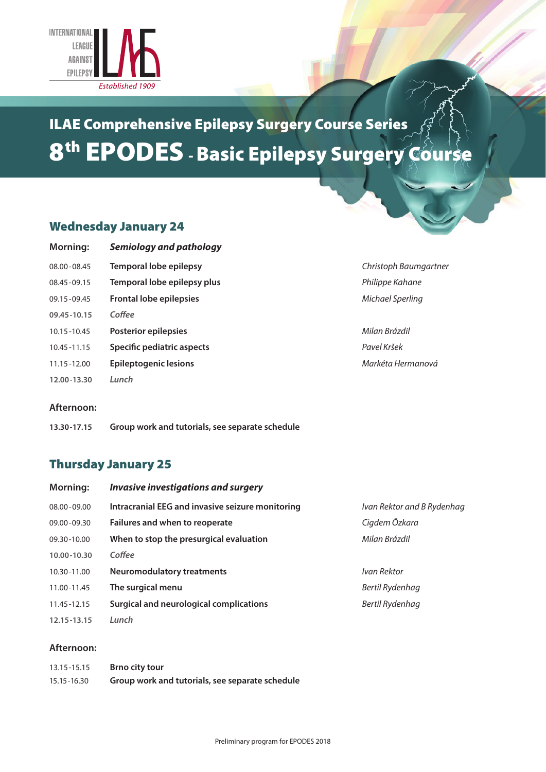INTERNATIONAL LEAGUE AGAINST EPILEPSY

*Established 1909*

# ILAE Comprehensive Epilepsy Surgery Course Series

# 8th EPODES - Basic Epilepsy Surgery Course

## Wednesday January 24

| | | |
|---|---|---|
| **Morning:** | ***Semiology and pathology*** | |
| 08.00-08.45 | **Temporal lobe epilepsy** | *Christoph Baumgartner* |
| 08.45-09.15 | **Temporal lobe epilepsy plus** | *Philippe Kahane* |
| 09.15-09.45 | **Frontal lobe epilepsies** | *Michael Sperling* |
| **09.45-10.15** | *Coffee* | |
| 10.15-10.45 | **Posterior epilepsies** | *Milan Brázdil* |
| 10.45-11.15 | **Specific pediatric aspects** | *Pavel Kršek* |
| 11.15-12.00 | **Epileptogenic lesions** | *Markéta Hermanová* |
| **12.00-13.30** | *Lunch* | |

**Afternoon:**

| | |
|---|---|
| **13.30-17.15** | **Group work and tutorials, see separate schedule** |

## Thursday January 25

| | | |
|---|---|---|
| **Morning:** | ***Invasive investigations and surgery*** | |
| 08.00-09.00 | **Intracranial EEG and invasive seizure monitoring** | *Ivan Rektor and B Rydenhag* |
| 09.00-09.30 | **Failures and when to reoperate** | *Cigdem Özkara* |
| 09.30-10.00 | **When to stop the presurgical evaluation** | *Milan Brázdil* |
| **10.00-10.30** | *Coffee* | |
| 10.30-11.00 | **Neuromodulatory treatments** | *Ivan Rektor* |
| 11.00-11.45 | **The surgical menu** | *Bertil Rydenhag* |
| 11.45-12.15 | **Surgical and neurological complications** | *Bertil Rydenhag* |
| **12.15-13.15** | *Lunch* | |

**Afternoon:**

| | |
|---|---|
| 13.15-15.15 | **Brno city tour** |
| 15.15-16.30 | **Group work and tutorials, see separate schedule** |

Preliminary program for EPODES 2018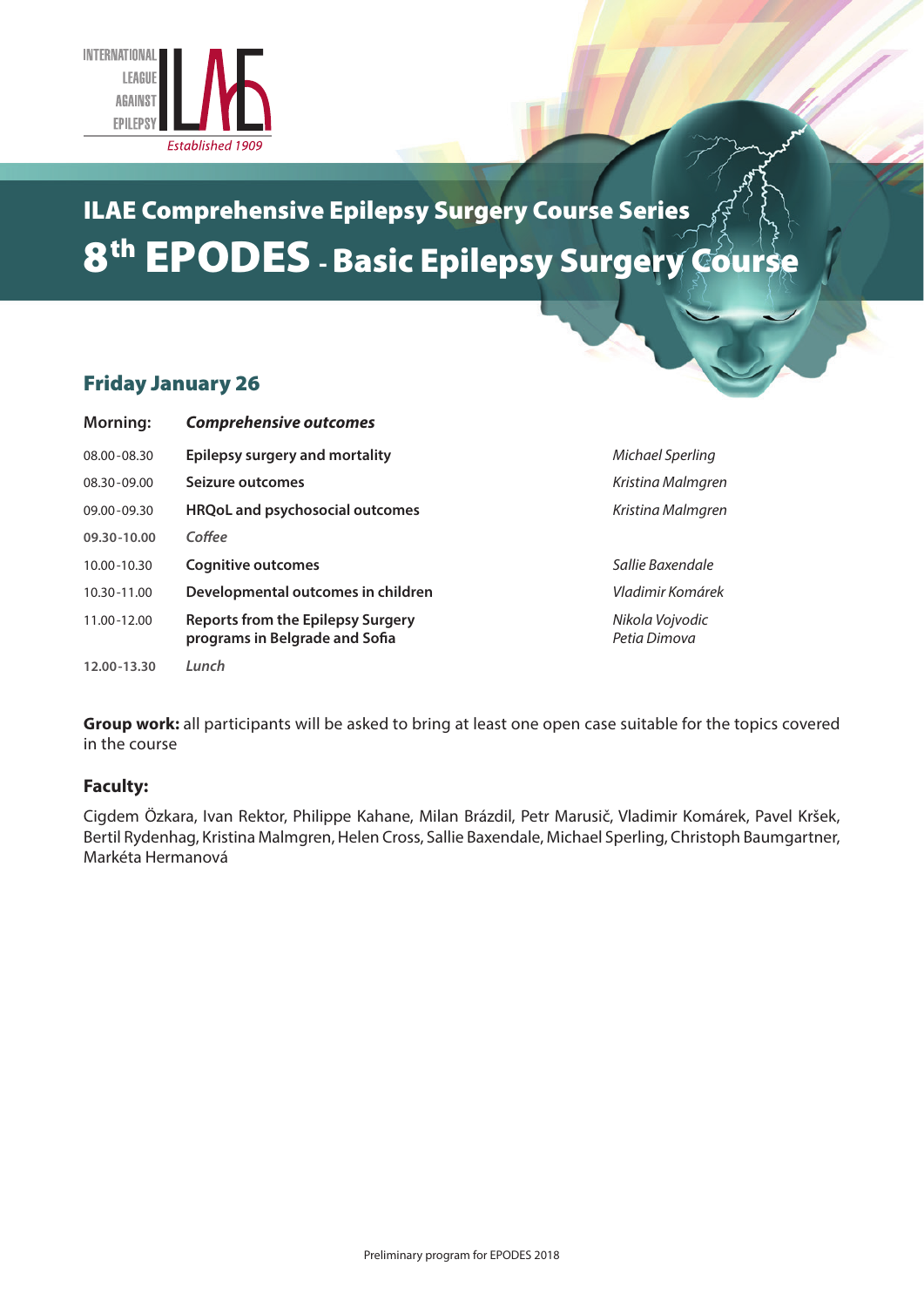ILAE Comprehensive Epilepsy Surgery Course Series

# 8th EPODES - Basic Epilepsy Surgery Course

## Friday January 26

| | | |
|---|---|---|
| **Morning:** | ***Comprehensive outcomes*** | |
| 08.00-08.30 | **Epilepsy surgery and mortality** | *Michael Sperling* |
| 08.30-09.00 | **Seizure outcomes** | *Kristina Malmgren* |
| 09.00-09.30 | **HRQoL and psychosocial outcomes** | *Kristina Malmgren* |
| **09.30-10.00** | *Coffee* | |
| 10.00-10.30 | **Cognitive outcomes** | *Sallie Baxendale* |
| 10.30-11.00 | **Developmental outcomes in children** | *Vladimir Komárek* |
| 11.00-12.00 | **Reports from the Epilepsy Surgery programs in Belgrade and Sofia** | *Nikola Vojvodic*, *Petia Dimova* |
| **12.00-13.30** | *Lunch* | |

**Group work:** all participants will be asked to bring at least one open case suitable for the topics covered in the course

### Faculty:

Cigdem Özkara, Ivan Rektor, Philippe Kahane, Milan Brázdil, Petr Marusič, Vladimir Komárek, Pavel Kršek, Bertil Rydenhag, Kristina Malmgren, Helen Cross, Sallie Baxendale, Michael Sperling, Christoph Baumgartner, Markéta Hermanová

Preliminary program for EPODES 2018